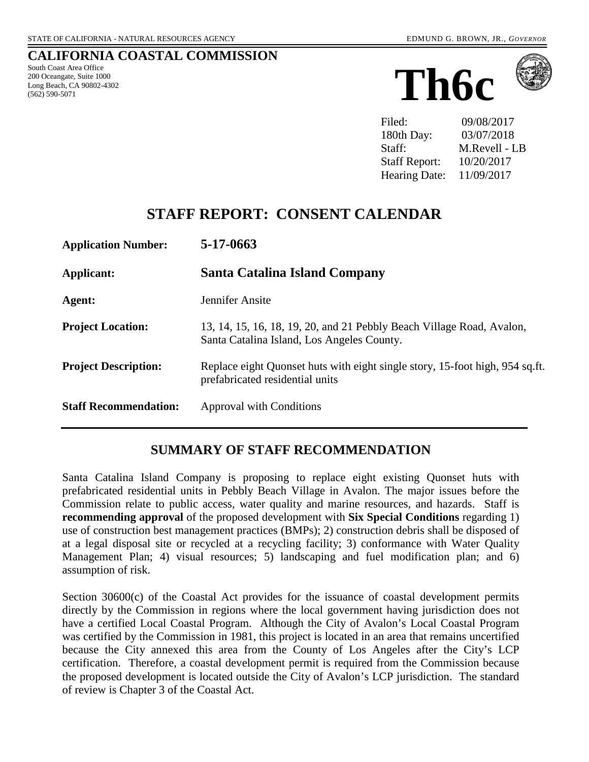STATE OF CALIFORNIA - NATURAL RESOURCES AGENCY EDMUND G. BROWN, JR., *GOVERNOR*

# CALIFORNIA COASTAL COMMISSION

South Coast Area Office
200 Oceangate, Suite 1000
Long Beach, CA 90802-4302
(562) 590-5071

# Th6c

| | |
|---|---|
| Filed: | 09/08/2017 |
| 180th Day: | 03/07/2018 |
| Staff: | M.Revell - LB |
| Staff Report: | 10/20/2017 |
| Hearing Date: | 11/09/2017 |

## STAFF REPORT: CONSENT CALENDAR

| | |
|---|---|
| **Application Number:** | **5-17-0663** |
| **Applicant:** | **Santa Catalina Island Company** |
| **Agent:** | Jennifer Ansite |
| **Project Location:** | 13, 14, 15, 16, 18, 19, 20, and 21 Pebbly Beach Village Road, Avalon, Santa Catalina Island, Los Angeles County. |
| **Project Description:** | Replace eight Quonset huts with eight single story, 15-foot high, 954 sq.ft. prefabricated residential units |
| **Staff Recommendation:** | Approval with Conditions |

## SUMMARY OF STAFF RECOMMENDATION

Santa Catalina Island Company is proposing to replace eight existing Quonset huts with prefabricated residential units in Pebbly Beach Village in Avalon. The major issues before the Commission relate to public access, water quality and marine resources, and hazards. Staff is **recommending approval** of the proposed development with **Six Special Conditions** regarding 1) use of construction best management practices (BMPs); 2) construction debris shall be disposed of at a legal disposal site or recycled at a recycling facility; 3) conformance with Water Quality Management Plan; 4) visual resources; 5) landscaping and fuel modification plan; and 6) assumption of risk.

Section 30600(c) of the Coastal Act provides for the issuance of coastal development permits directly by the Commission in regions where the local government having jurisdiction does not have a certified Local Coastal Program. Although the City of Avalon's Local Coastal Program was certified by the Commission in 1981, this project is located in an area that remains uncertified because the City annexed this area from the County of Los Angeles after the City's LCP certification. Therefore, a coastal development permit is required from the Commission because the proposed development is located outside the City of Avalon's LCP jurisdiction. The standard of review is Chapter 3 of the Coastal Act.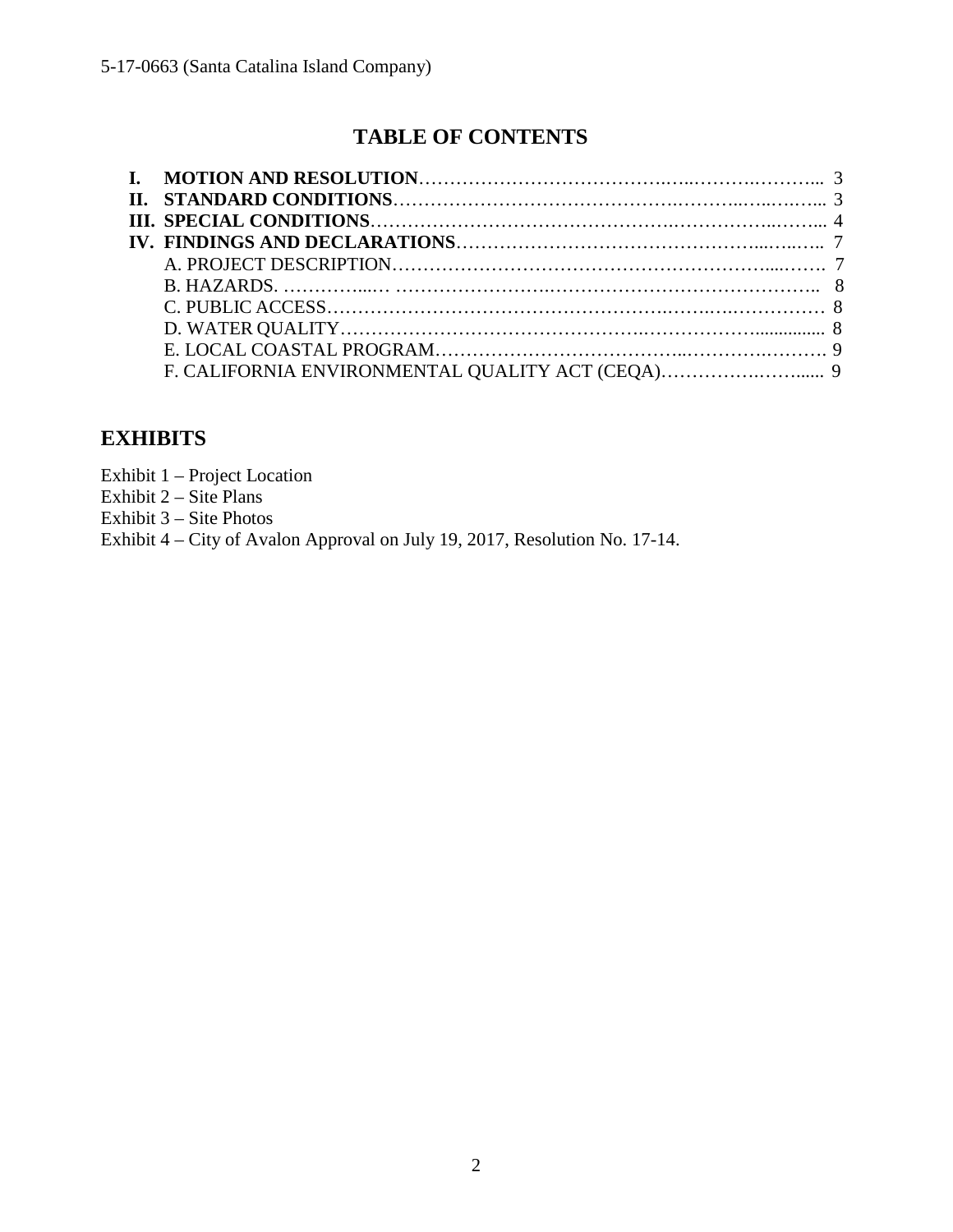## TABLE OF CONTENTS

- **I. MOTION AND RESOLUTION** ... 3
- **II. STANDARD CONDITIONS** ... 3
- **III. SPECIAL CONDITIONS** ... 4
- **IV. FINDINGS AND DECLARATIONS** ... 7
  - A. PROJECT DESCRIPTION ... 7
  - B. HAZARDS. ... 8
  - C. PUBLIC ACCESS ... 8
  - D. WATER QUALITY ... 8
  - E. LOCAL COASTAL PROGRAM ... 9
  - F. CALIFORNIA ENVIRONMENTAL QUALITY ACT (CEQA) ... 9

## EXHIBITS

Exhibit 1 – Project Location
Exhibit 2 – Site Plans
Exhibit 3 – Site Photos
Exhibit 4 – City of Avalon Approval on July 19, 2017, Resolution No. 17-14.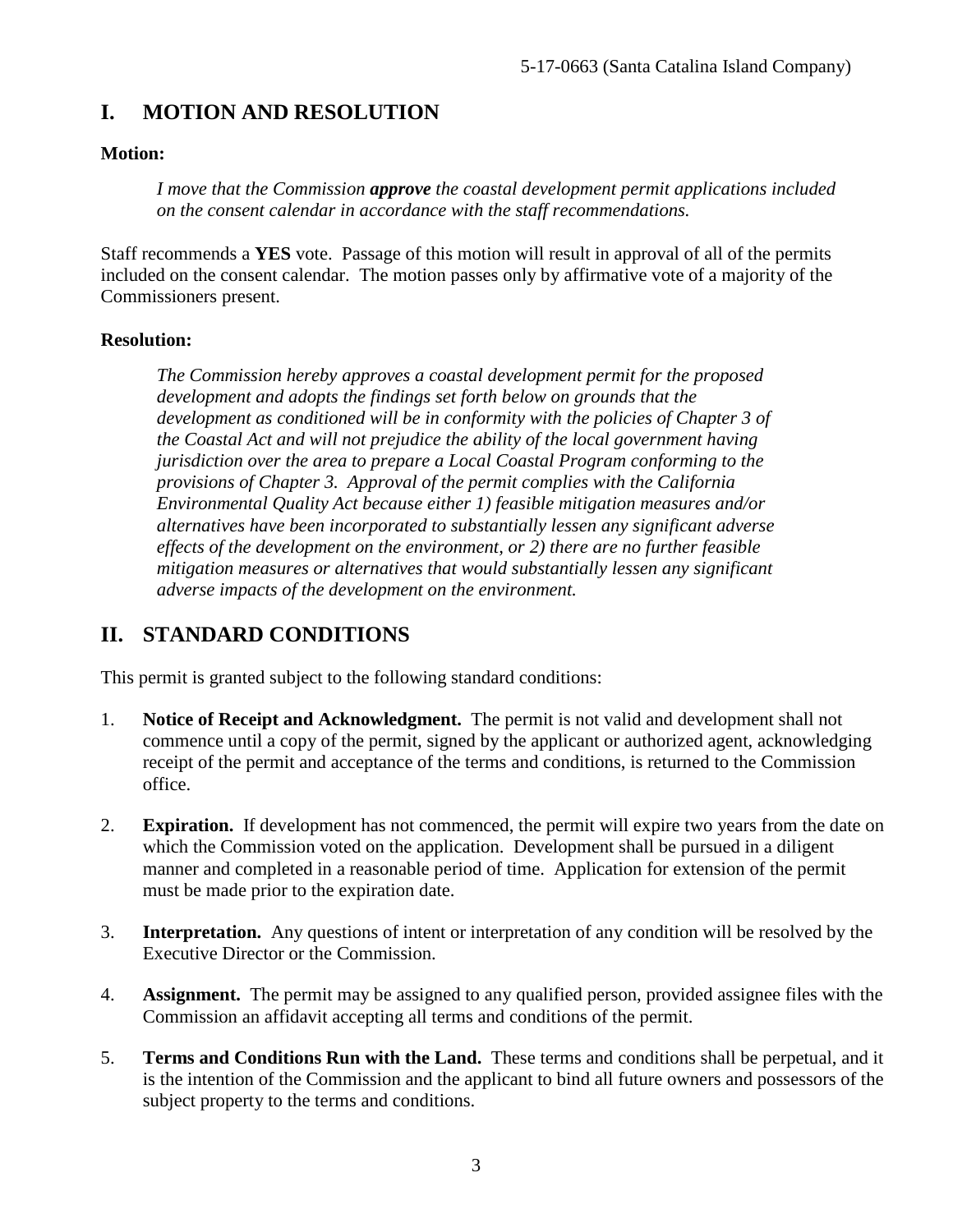## I. MOTION AND RESOLUTION

**Motion:**

> *I move that the Commission **approve** the coastal development permit applications included on the consent calendar in accordance with the staff recommendations.*

Staff recommends a **YES** vote. Passage of this motion will result in approval of all of the permits included on the consent calendar. The motion passes only by affirmative vote of a majority of the Commissioners present.

**Resolution:**

> *The Commission hereby approves a coastal development permit for the proposed development and adopts the findings set forth below on grounds that the development as conditioned will be in conformity with the policies of Chapter 3 of the Coastal Act and will not prejudice the ability of the local government having jurisdiction over the area to prepare a Local Coastal Program conforming to the provisions of Chapter 3. Approval of the permit complies with the California Environmental Quality Act because either 1) feasible mitigation measures and/or alternatives have been incorporated to substantially lessen any significant adverse effects of the development on the environment, or 2) there are no further feasible mitigation measures or alternatives that would substantially lessen any significant adverse impacts of the development on the environment.*

## II. STANDARD CONDITIONS

This permit is granted subject to the following standard conditions:

1. **Notice of Receipt and Acknowledgment.** The permit is not valid and development shall not commence until a copy of the permit, signed by the applicant or authorized agent, acknowledging receipt of the permit and acceptance of the terms and conditions, is returned to the Commission office.

2. **Expiration.** If development has not commenced, the permit will expire two years from the date on which the Commission voted on the application. Development shall be pursued in a diligent manner and completed in a reasonable period of time. Application for extension of the permit must be made prior to the expiration date.

3. **Interpretation.** Any questions of intent or interpretation of any condition will be resolved by the Executive Director or the Commission.

4. **Assignment.** The permit may be assigned to any qualified person, provided assignee files with the Commission an affidavit accepting all terms and conditions of the permit.

5. **Terms and Conditions Run with the Land.** These terms and conditions shall be perpetual, and it is the intention of the Commission and the applicant to bind all future owners and possessors of the subject property to the terms and conditions.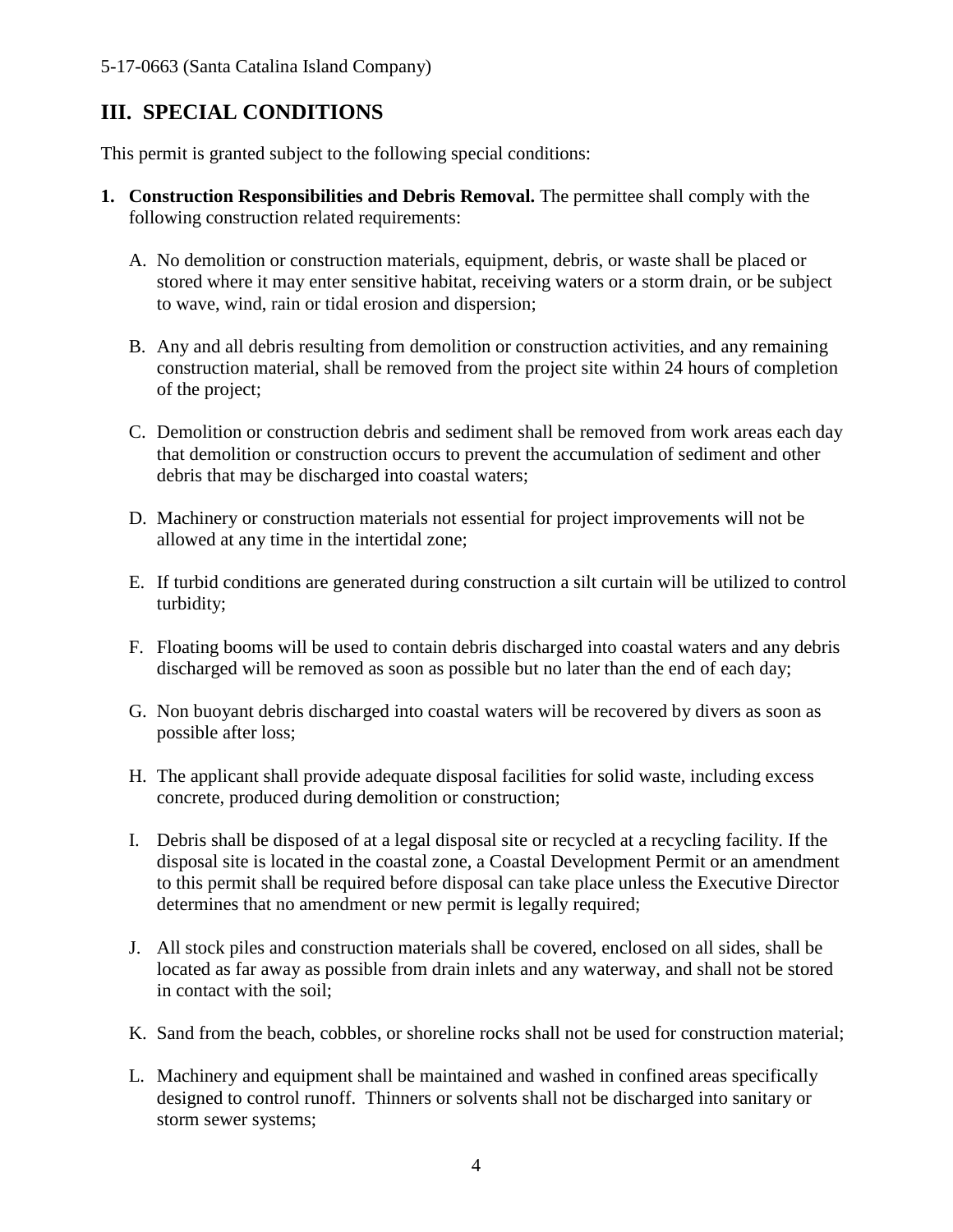## III. SPECIAL CONDITIONS

This permit is granted subject to the following special conditions:

1. **Construction Responsibilities and Debris Removal.** The permittee shall comply with the following construction related requirements:

   A. No demolition or construction materials, equipment, debris, or waste shall be placed or stored where it may enter sensitive habitat, receiving waters or a storm drain, or be subject to wave, wind, rain or tidal erosion and dispersion;

   B. Any and all debris resulting from demolition or construction activities, and any remaining construction material, shall be removed from the project site within 24 hours of completion of the project;

   C. Demolition or construction debris and sediment shall be removed from work areas each day that demolition or construction occurs to prevent the accumulation of sediment and other debris that may be discharged into coastal waters;

   D. Machinery or construction materials not essential for project improvements will not be allowed at any time in the intertidal zone;

   E. If turbid conditions are generated during construction a silt curtain will be utilized to control turbidity;

   F. Floating booms will be used to contain debris discharged into coastal waters and any debris discharged will be removed as soon as possible but no later than the end of each day;

   G. Non buoyant debris discharged into coastal waters will be recovered by divers as soon as possible after loss;

   H. The applicant shall provide adequate disposal facilities for solid waste, including excess concrete, produced during demolition or construction;

   I. Debris shall be disposed of at a legal disposal site or recycled at a recycling facility. If the disposal site is located in the coastal zone, a Coastal Development Permit or an amendment to this permit shall be required before disposal can take place unless the Executive Director determines that no amendment or new permit is legally required;

   J. All stock piles and construction materials shall be covered, enclosed on all sides, shall be located as far away as possible from drain inlets and any waterway, and shall not be stored in contact with the soil;

   K. Sand from the beach, cobbles, or shoreline rocks shall not be used for construction material;

   L. Machinery and equipment shall be maintained and washed in confined areas specifically designed to control runoff. Thinners or solvents shall not be discharged into sanitary or storm sewer systems;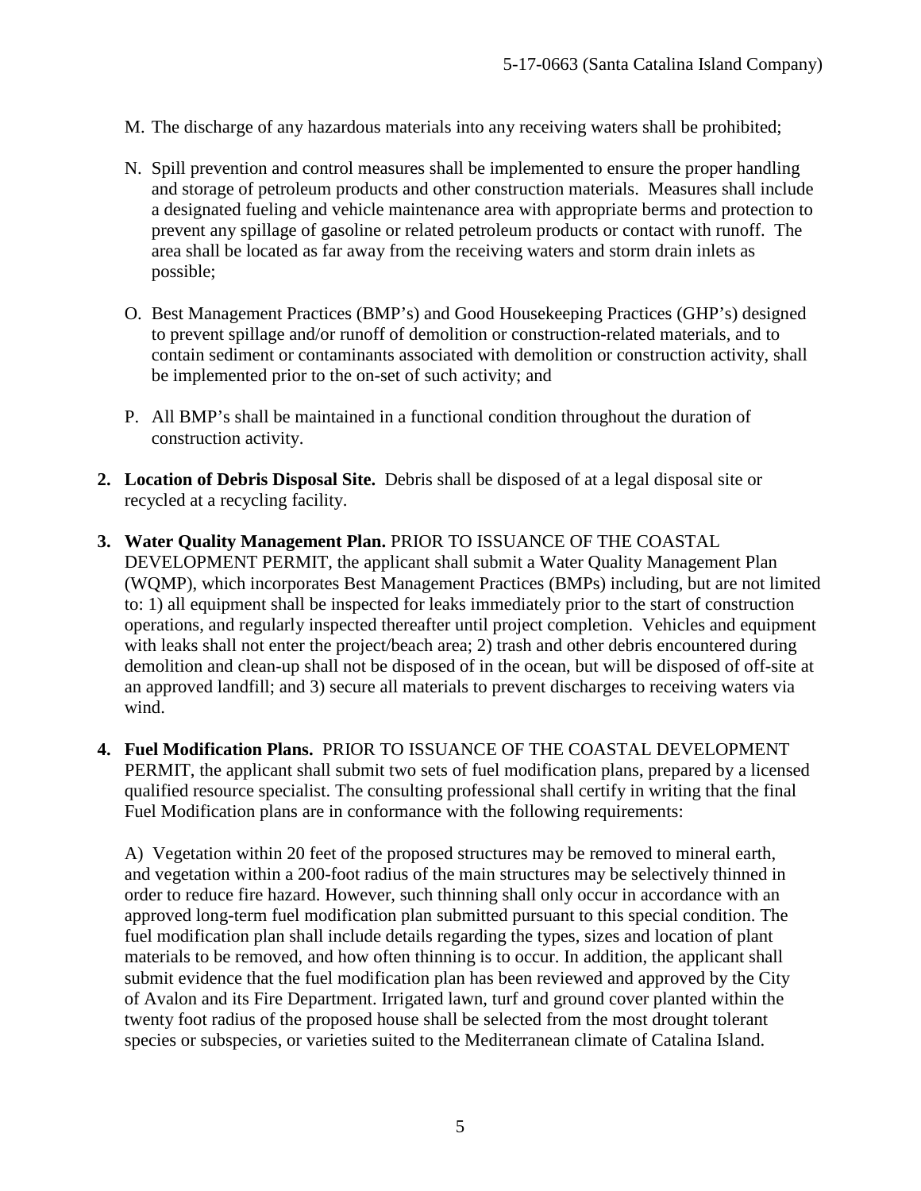M. The discharge of any hazardous materials into any receiving waters shall be prohibited;

N. Spill prevention and control measures shall be implemented to ensure the proper handling and storage of petroleum products and other construction materials. Measures shall include a designated fueling and vehicle maintenance area with appropriate berms and protection to prevent any spillage of gasoline or related petroleum products or contact with runoff. The area shall be located as far away from the receiving waters and storm drain inlets as possible;

O. Best Management Practices (BMP's) and Good Housekeeping Practices (GHP's) designed to prevent spillage and/or runoff of demolition or construction-related materials, and to contain sediment or contaminants associated with demolition or construction activity, shall be implemented prior to the on-set of such activity; and

P. All BMP's shall be maintained in a functional condition throughout the duration of construction activity.

2. **Location of Debris Disposal Site.** Debris shall be disposed of at a legal disposal site or recycled at a recycling facility.

3. **Water Quality Management Plan.** PRIOR TO ISSUANCE OF THE COASTAL DEVELOPMENT PERMIT, the applicant shall submit a Water Quality Management Plan (WQMP), which incorporates Best Management Practices (BMPs) including, but are not limited to: 1) all equipment shall be inspected for leaks immediately prior to the start of construction operations, and regularly inspected thereafter until project completion. Vehicles and equipment with leaks shall not enter the project/beach area; 2) trash and other debris encountered during demolition and clean-up shall not be disposed of in the ocean, but will be disposed of off-site at an approved landfill; and 3) secure all materials to prevent discharges to receiving waters via wind.

4. **Fuel Modification Plans.** PRIOR TO ISSUANCE OF THE COASTAL DEVELOPMENT PERMIT, the applicant shall submit two sets of fuel modification plans, prepared by a licensed qualified resource specialist. The consulting professional shall certify in writing that the final Fuel Modification plans are in conformance with the following requirements:

   A) Vegetation within 20 feet of the proposed structures may be removed to mineral earth, and vegetation within a 200-foot radius of the main structures may be selectively thinned in order to reduce fire hazard. However, such thinning shall only occur in accordance with an approved long-term fuel modification plan submitted pursuant to this special condition. The fuel modification plan shall include details regarding the types, sizes and location of plant materials to be removed, and how often thinning is to occur. In addition, the applicant shall submit evidence that the fuel modification plan has been reviewed and approved by the City of Avalon and its Fire Department. Irrigated lawn, turf and ground cover planted within the twenty foot radius of the proposed house shall be selected from the most drought tolerant species or subspecies, or varieties suited to the Mediterranean climate of Catalina Island.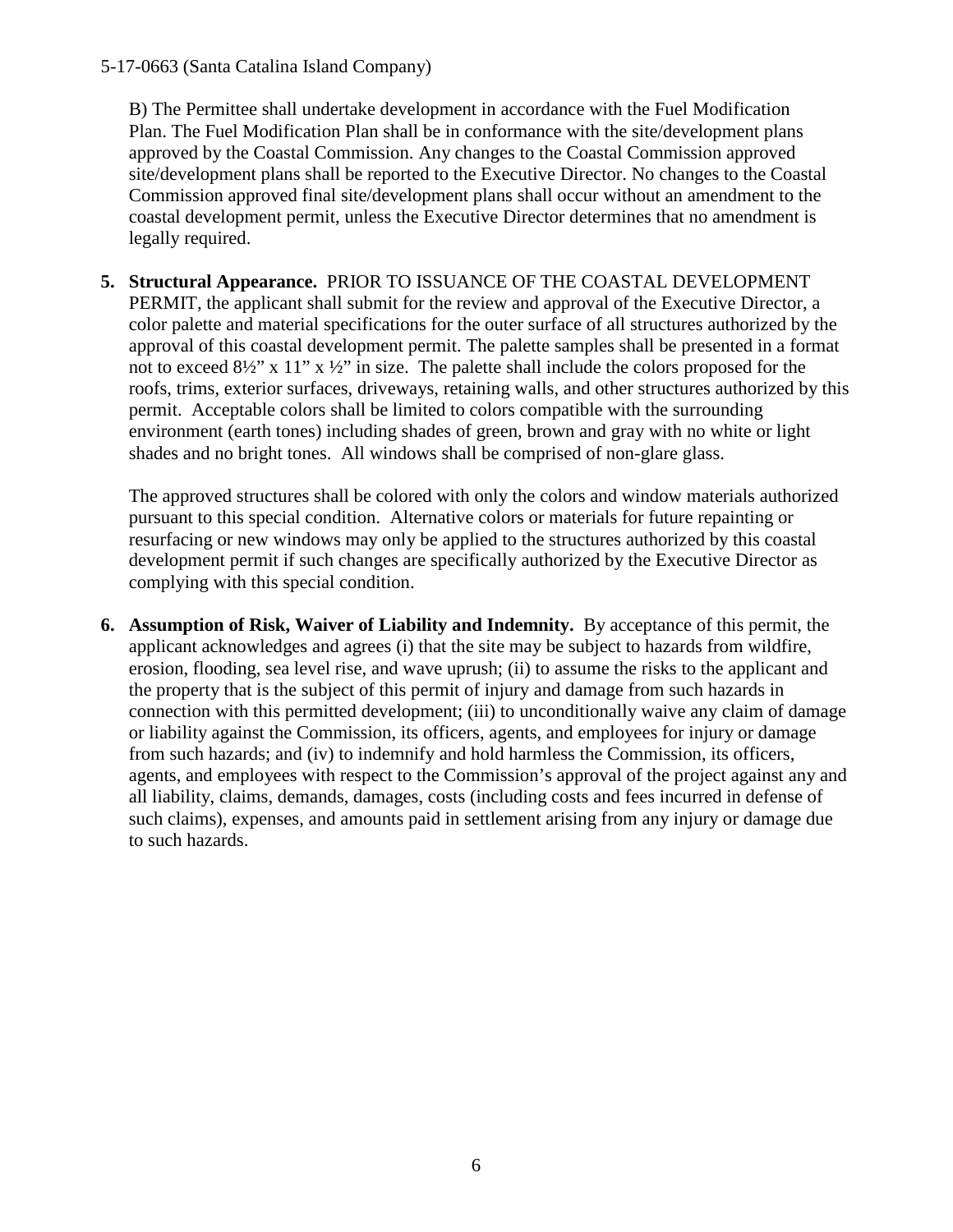B) The Permittee shall undertake development in accordance with the Fuel Modification Plan. The Fuel Modification Plan shall be in conformance with the site/development plans approved by the Coastal Commission. Any changes to the Coastal Commission approved site/development plans shall be reported to the Executive Director. No changes to the Coastal Commission approved final site/development plans shall occur without an amendment to the coastal development permit, unless the Executive Director determines that no amendment is legally required.

5. **Structural Appearance.** PRIOR TO ISSUANCE OF THE COASTAL DEVELOPMENT PERMIT, the applicant shall submit for the review and approval of the Executive Director, a color palette and material specifications for the outer surface of all structures authorized by the approval of this coastal development permit. The palette samples shall be presented in a format not to exceed 8½" x 11" x ½" in size. The palette shall include the colors proposed for the roofs, trims, exterior surfaces, driveways, retaining walls, and other structures authorized by this permit. Acceptable colors shall be limited to colors compatible with the surrounding environment (earth tones) including shades of green, brown and gray with no white or light shades and no bright tones. All windows shall be comprised of non-glare glass.

   The approved structures shall be colored with only the colors and window materials authorized pursuant to this special condition. Alternative colors or materials for future repainting or resurfacing or new windows may only be applied to the structures authorized by this coastal development permit if such changes are specifically authorized by the Executive Director as complying with this special condition.

6. **Assumption of Risk, Waiver of Liability and Indemnity.** By acceptance of this permit, the applicant acknowledges and agrees (i) that the site may be subject to hazards from wildfire, erosion, flooding, sea level rise, and wave uprush; (ii) to assume the risks to the applicant and the property that is the subject of this permit of injury and damage from such hazards in connection with this permitted development; (iii) to unconditionally waive any claim of damage or liability against the Commission, its officers, agents, and employees for injury or damage from such hazards; and (iv) to indemnify and hold harmless the Commission, its officers, agents, and employees with respect to the Commission's approval of the project against any and all liability, claims, demands, damages, costs (including costs and fees incurred in defense of such claims), expenses, and amounts paid in settlement arising from any injury or damage due to such hazards.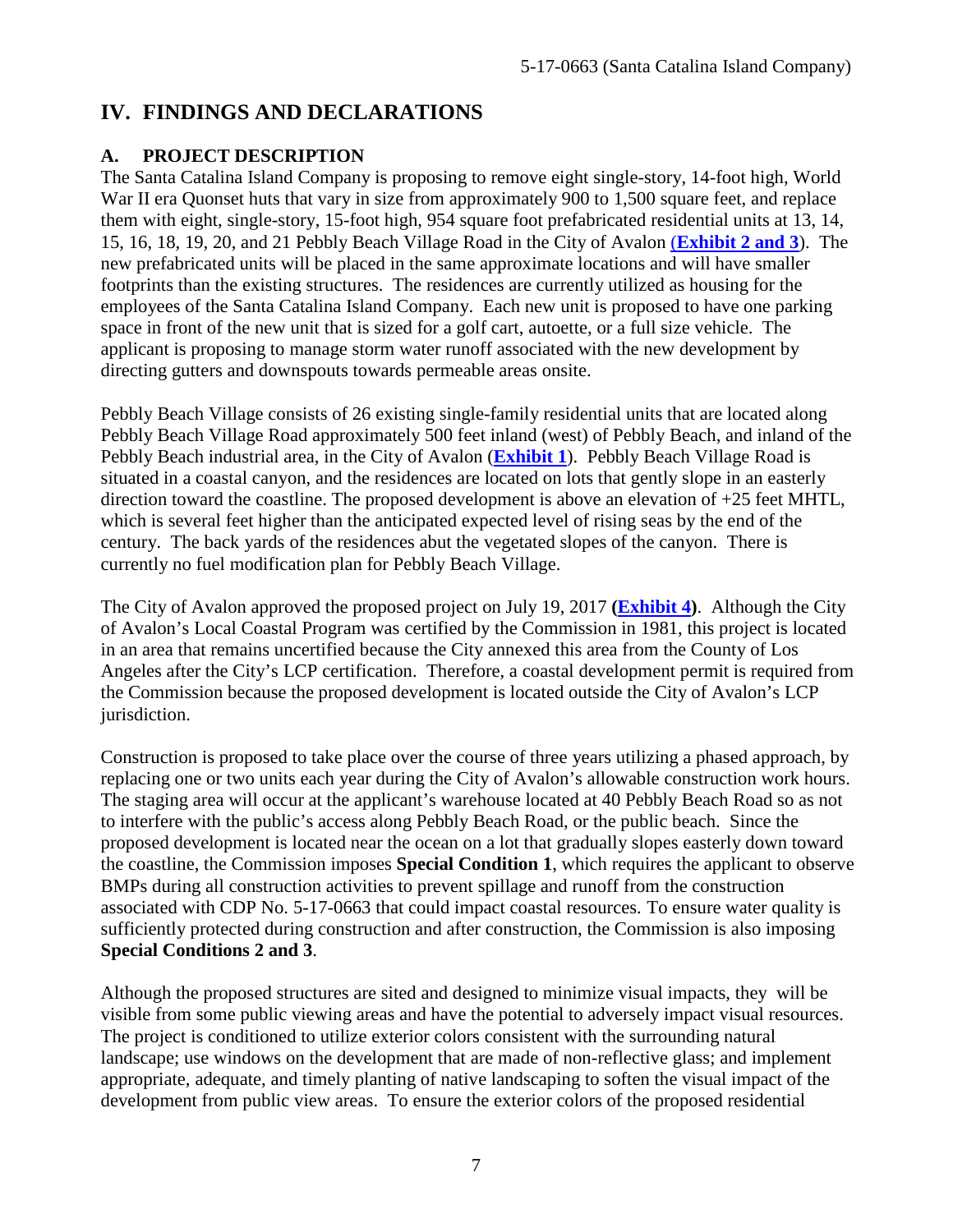## IV. FINDINGS AND DECLARATIONS

### A. PROJECT DESCRIPTION

The Santa Catalina Island Company is proposing to remove eight single-story, 14-foot high, World War II era Quonset huts that vary in size from approximately 900 to 1,500 square feet, and replace them with eight, single-story, 15-foot high, 954 square foot prefabricated residential units at 13, 14, 15, 16, 18, 19, 20, and 21 Pebbly Beach Village Road in the City of Avalon (**Exhibit 2 and 3**). The new prefabricated units will be placed in the same approximate locations and will have smaller footprints than the existing structures. The residences are currently utilized as housing for the employees of the Santa Catalina Island Company. Each new unit is proposed to have one parking space in front of the new unit that is sized for a golf cart, autoette, or a full size vehicle. The applicant is proposing to manage storm water runoff associated with the new development by directing gutters and downspouts towards permeable areas onsite.

Pebbly Beach Village consists of 26 existing single-family residential units that are located along Pebbly Beach Village Road approximately 500 feet inland (west) of Pebbly Beach, and inland of the Pebbly Beach industrial area, in the City of Avalon (**Exhibit 1**). Pebbly Beach Village Road is situated in a coastal canyon, and the residences are located on lots that gently slope in an easterly direction toward the coastline. The proposed development is above an elevation of +25 feet MHTL, which is several feet higher than the anticipated expected level of rising seas by the end of the century. The back yards of the residences abut the vegetated slopes of the canyon. There is currently no fuel modification plan for Pebbly Beach Village.

The City of Avalon approved the proposed project on July 19, 2017 **(Exhibit 4)**. Although the City of Avalon's Local Coastal Program was certified by the Commission in 1981, this project is located in an area that remains uncertified because the City annexed this area from the County of Los Angeles after the City's LCP certification. Therefore, a coastal development permit is required from the Commission because the proposed development is located outside the City of Avalon's LCP jurisdiction.

Construction is proposed to take place over the course of three years utilizing a phased approach, by replacing one or two units each year during the City of Avalon's allowable construction work hours. The staging area will occur at the applicant's warehouse located at 40 Pebbly Beach Road so as not to interfere with the public's access along Pebbly Beach Road, or the public beach. Since the proposed development is located near the ocean on a lot that gradually slopes easterly down toward the coastline, the Commission imposes **Special Condition 1**, which requires the applicant to observe BMPs during all construction activities to prevent spillage and runoff from the construction associated with CDP No. 5-17-0663 that could impact coastal resources. To ensure water quality is sufficiently protected during construction and after construction, the Commission is also imposing **Special Conditions 2 and 3**.

Although the proposed structures are sited and designed to minimize visual impacts, they will be visible from some public viewing areas and have the potential to adversely impact visual resources. The project is conditioned to utilize exterior colors consistent with the surrounding natural landscape; use windows on the development that are made of non-reflective glass; and implement appropriate, adequate, and timely planting of native landscaping to soften the visual impact of the development from public view areas. To ensure the exterior colors of the proposed residential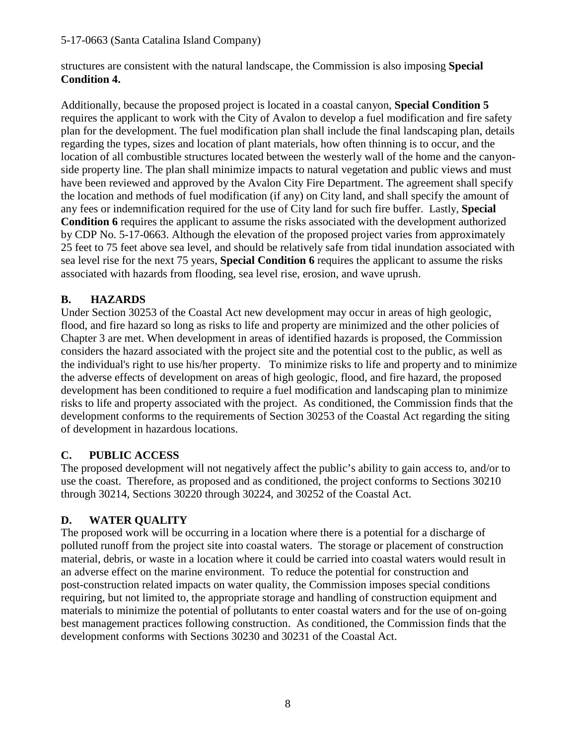structures are consistent with the natural landscape, the Commission is also imposing **Special Condition 4.**

Additionally, because the proposed project is located in a coastal canyon, **Special Condition 5** requires the applicant to work with the City of Avalon to develop a fuel modification and fire safety plan for the development. The fuel modification plan shall include the final landscaping plan, details regarding the types, sizes and location of plant materials, how often thinning is to occur, and the location of all combustible structures located between the westerly wall of the home and the canyon-side property line. The plan shall minimize impacts to natural vegetation and public views and must have been reviewed and approved by the Avalon City Fire Department. The agreement shall specify the location and methods of fuel modification (if any) on City land, and shall specify the amount of any fees or indemnification required for the use of City land for such fire buffer. Lastly, **Special Condition 6** requires the applicant to assume the risks associated with the development authorized by CDP No. 5-17-0663. Although the elevation of the proposed project varies from approximately 25 feet to 75 feet above sea level, and should be relatively safe from tidal inundation associated with sea level rise for the next 75 years, **Special Condition 6** requires the applicant to assume the risks associated with hazards from flooding, sea level rise, erosion, and wave uprush.

## B. HAZARDS

Under Section 30253 of the Coastal Act new development may occur in areas of high geologic, flood, and fire hazard so long as risks to life and property are minimized and the other policies of Chapter 3 are met. When development in areas of identified hazards is proposed, the Commission considers the hazard associated with the project site and the potential cost to the public, as well as the individual's right to use his/her property. To minimize risks to life and property and to minimize the adverse effects of development on areas of high geologic, flood, and fire hazard, the proposed development has been conditioned to require a fuel modification and landscaping plan to minimize risks to life and property associated with the project. As conditioned, the Commission finds that the development conforms to the requirements of Section 30253 of the Coastal Act regarding the siting of development in hazardous locations.

## C. PUBLIC ACCESS

The proposed development will not negatively affect the public's ability to gain access to, and/or to use the coast. Therefore, as proposed and as conditioned, the project conforms to Sections 30210 through 30214, Sections 30220 through 30224, and 30252 of the Coastal Act.

## D. WATER QUALITY

The proposed work will be occurring in a location where there is a potential for a discharge of polluted runoff from the project site into coastal waters. The storage or placement of construction material, debris, or waste in a location where it could be carried into coastal waters would result in an adverse effect on the marine environment. To reduce the potential for construction and post-construction related impacts on water quality, the Commission imposes special conditions requiring, but not limited to, the appropriate storage and handling of construction equipment and materials to minimize the potential of pollutants to enter coastal waters and for the use of on-going best management practices following construction. As conditioned, the Commission finds that the development conforms with Sections 30230 and 30231 of the Coastal Act.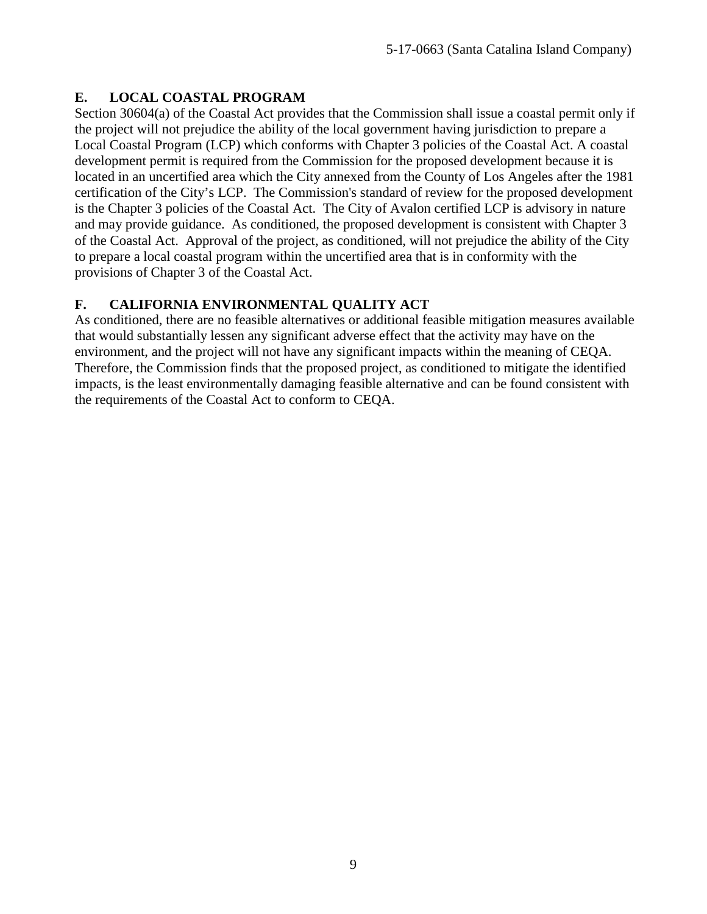## E. LOCAL COASTAL PROGRAM

Section 30604(a) of the Coastal Act provides that the Commission shall issue a coastal permit only if the project will not prejudice the ability of the local government having jurisdiction to prepare a Local Coastal Program (LCP) which conforms with Chapter 3 policies of the Coastal Act. A coastal development permit is required from the Commission for the proposed development because it is located in an uncertified area which the City annexed from the County of Los Angeles after the 1981 certification of the City's LCP. The Commission's standard of review for the proposed development is the Chapter 3 policies of the Coastal Act. The City of Avalon certified LCP is advisory in nature and may provide guidance. As conditioned, the proposed development is consistent with Chapter 3 of the Coastal Act. Approval of the project, as conditioned, will not prejudice the ability of the City to prepare a local coastal program within the uncertified area that is in conformity with the provisions of Chapter 3 of the Coastal Act.

## F. CALIFORNIA ENVIRONMENTAL QUALITY ACT

As conditioned, there are no feasible alternatives or additional feasible mitigation measures available that would substantially lessen any significant adverse effect that the activity may have on the environment, and the project will not have any significant impacts within the meaning of CEQA. Therefore, the Commission finds that the proposed project, as conditioned to mitigate the identified impacts, is the least environmentally damaging feasible alternative and can be found consistent with the requirements of the Coastal Act to conform to CEQA.